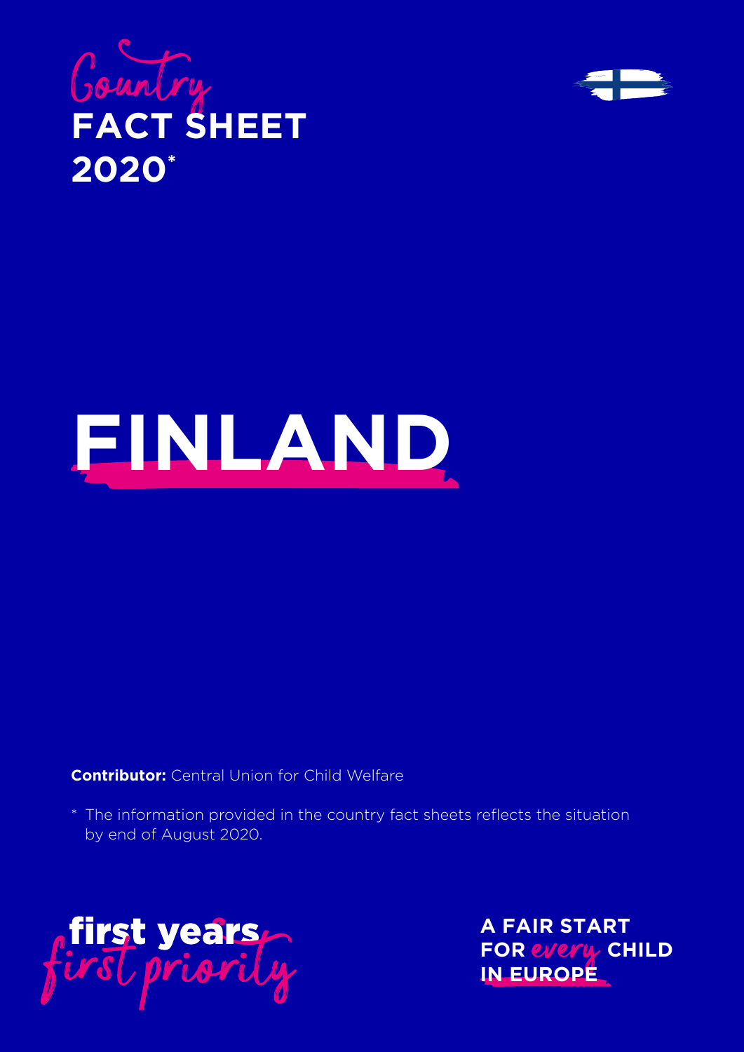# Country FACT SHEET 2020*

# FINLAND

**Contributor:** Central Union for Child Welfare

* The information provided in the country fact sheets reflects the situation by end of August 2020.

first years *first priority*

A FAIR START FOR *every* CHILD IN EUROPE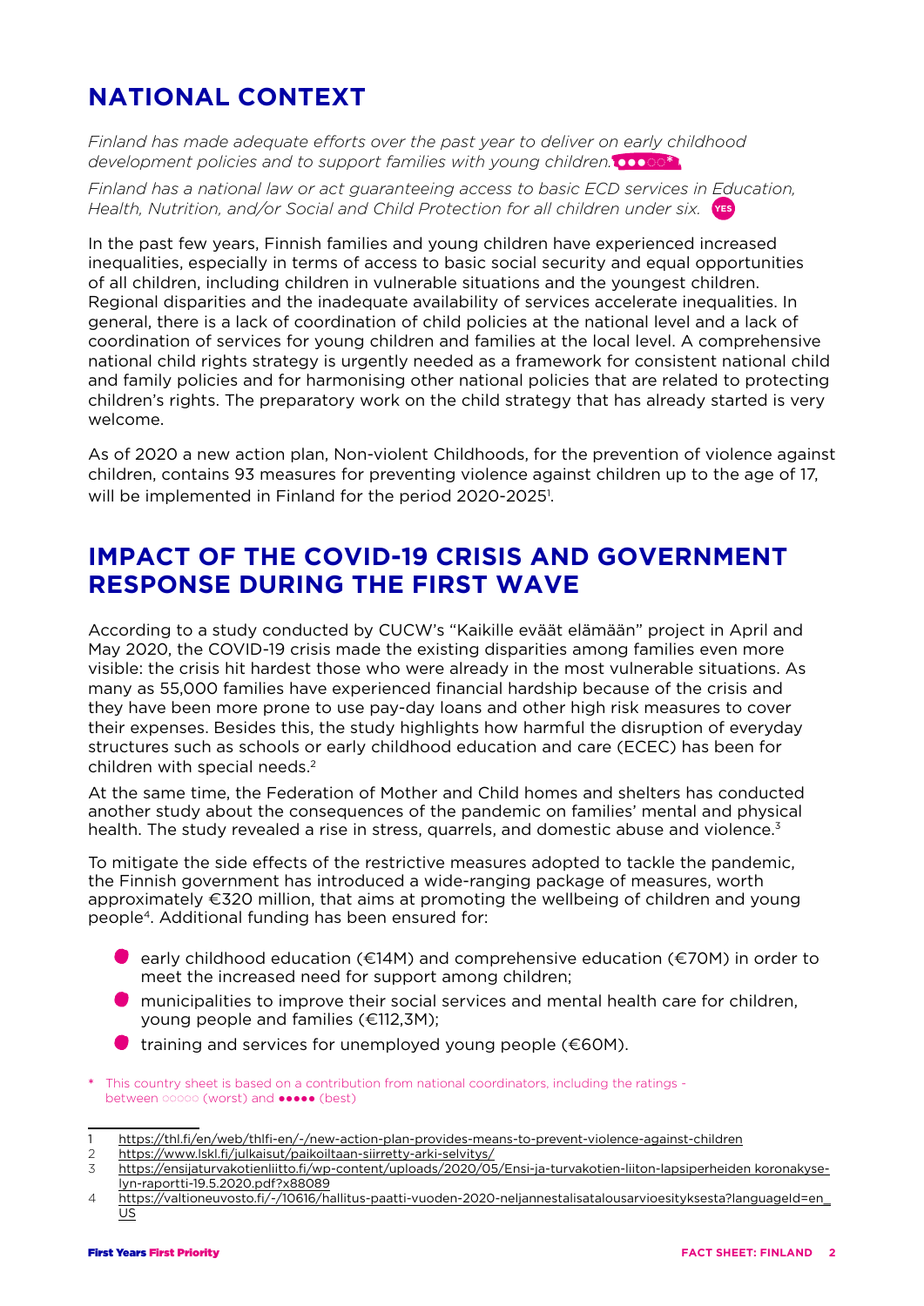## NATIONAL CONTEXT

*Finland has made adequate efforts over the past year to deliver on early childhood development policies and to support families with young children.* ●●●○○*

*Finland has a national law or act guaranteeing access to basic ECD services in Education, Health, Nutrition, and/or Social and Child Protection for all children under six.* YES

In the past few years, Finnish families and young children have experienced increased inequalities, especially in terms of access to basic social security and equal opportunities of all children, including children in vulnerable situations and the youngest children. Regional disparities and the inadequate availability of services accelerate inequalities. In general, there is a lack of coordination of child policies at the national level and a lack of coordination of services for young children and families at the local level. A comprehensive national child rights strategy is urgently needed as a framework for consistent national child and family policies and for harmonising other national policies that are related to protecting children's rights. The preparatory work on the child strategy that has already started is very welcome.

As of 2020 a new action plan, Non-violent Childhoods, for the prevention of violence against children, contains 93 measures for preventing violence against children up to the age of 17, will be implemented in Finland for the period 2020-2025[1].

## IMPACT OF THE COVID-19 CRISIS AND GOVERNMENT RESPONSE DURING THE FIRST WAVE

According to a study conducted by CUCW's "Kaikille eväät elämään" project in April and May 2020, the COVID-19 crisis made the existing disparities among families even more visible: the crisis hit hardest those who were already in the most vulnerable situations. As many as 55,000 families have experienced financial hardship because of the crisis and they have been more prone to use pay-day loans and other high risk measures to cover their expenses. Besides this, the study highlights how harmful the disruption of everyday structures such as schools or early childhood education and care (ECEC) has been for children with special needs.[2]

At the same time, the Federation of Mother and Child homes and shelters has conducted another study about the consequences of the pandemic on families' mental and physical health. The study revealed a rise in stress, quarrels, and domestic abuse and violence.[3]

To mitigate the side effects of the restrictive measures adopted to tackle the pandemic, the Finnish government has introduced a wide-ranging package of measures, worth approximately €320 million, that aims at promoting the wellbeing of children and young people[4]. Additional funding has been ensured for:

- early childhood education (€14M) and comprehensive education (€70M) in order to meet the increased need for support among children;
- municipalities to improve their social services and mental health care for children, young people and families (€112,3M);
- training and services for unemployed young people (€60M).

\* This country sheet is based on a contribution from national coordinators, including the ratings - between ○○○○○ (worst) and ●●●●● (best)

1 https://thl.fi/en/web/thlfi-en/-/new-action-plan-provides-means-to-prevent-violence-against-children
2 https://www.lskl.fi/julkaisut/paikoiltaan-siirretty-arki-selvitys/
3 https://ensijaturvakotienliitto.fi/wp-content/uploads/2020/05/Ensi-ja-turvakotien-liiton-lapsiperheiden koronakyselyn-raportti-19.5.2020.pdf?x88089
4 https://valtioneuvosto.fi/-/10616/hallitus-paatti-vuoden-2020-neljannestalisatalousarvioesityksesta?languageId=en_US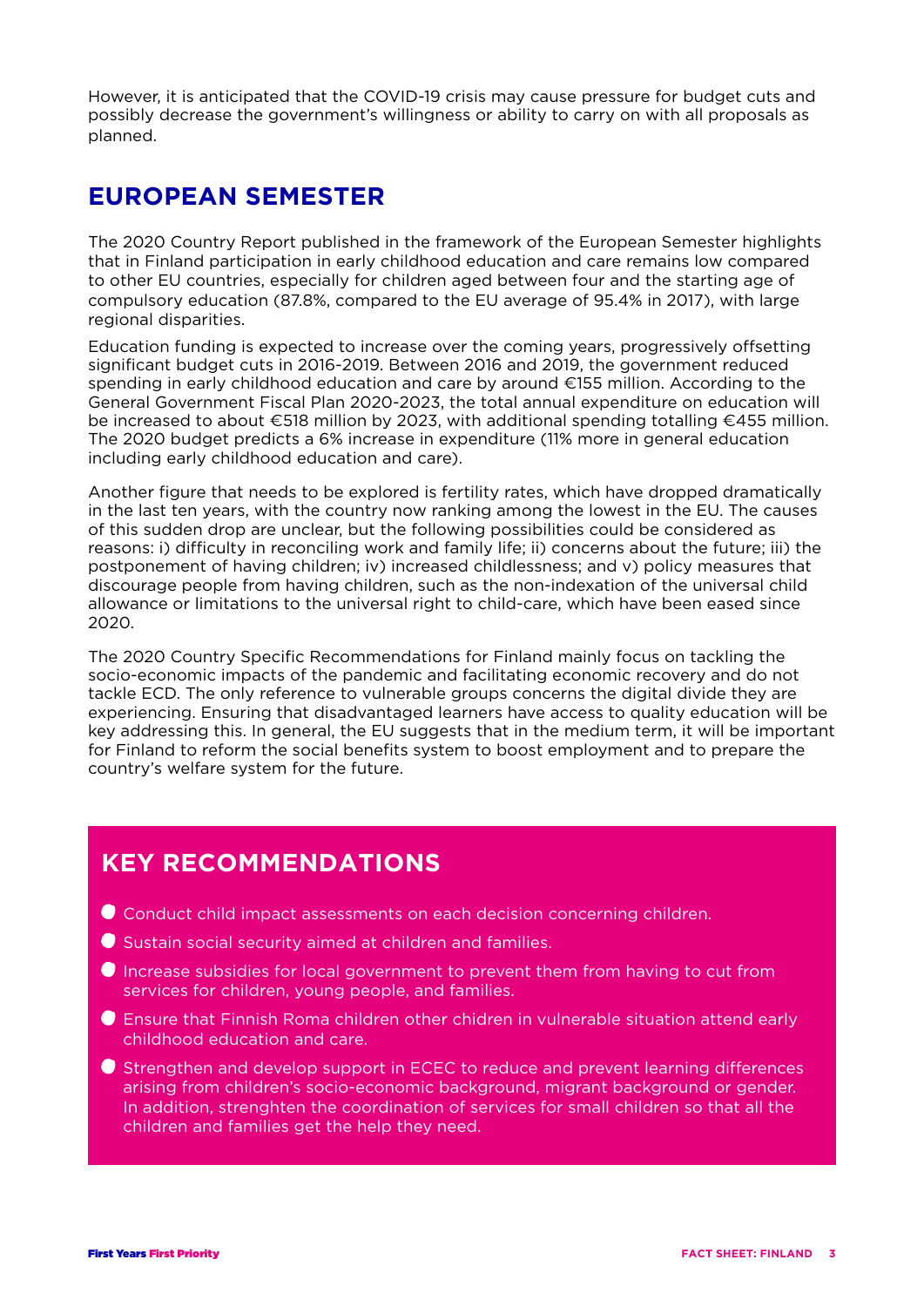However, it is anticipated that the COVID-19 crisis may cause pressure for budget cuts and possibly decrease the government's willingness or ability to carry on with all proposals as planned.

## EUROPEAN SEMESTER

The 2020 Country Report published in the framework of the European Semester highlights that in Finland participation in early childhood education and care remains low compared to other EU countries, especially for children aged between four and the starting age of compulsory education (87.8%, compared to the EU average of 95.4% in 2017), with large regional disparities.

Education funding is expected to increase over the coming years, progressively offsetting significant budget cuts in 2016-2019. Between 2016 and 2019, the government reduced spending in early childhood education and care by around €155 million. According to the General Government Fiscal Plan 2020-2023, the total annual expenditure on education will be increased to about €518 million by 2023, with additional spending totalling €455 million. The 2020 budget predicts a 6% increase in expenditure (11% more in general education including early childhood education and care).

Another figure that needs to be explored is fertility rates, which have dropped dramatically in the last ten years, with the country now ranking among the lowest in the EU. The causes of this sudden drop are unclear, but the following possibilities could be considered as reasons: i) difficulty in reconciling work and family life; ii) concerns about the future; iii) the postponement of having children; iv) increased childlessness; and v) policy measures that discourage people from having children, such as the non-indexation of the universal child allowance or limitations to the universal right to child-care, which have been eased since 2020.

The 2020 Country Specific Recommendations for Finland mainly focus on tackling the socio-economic impacts of the pandemic and facilitating economic recovery and do not tackle ECD. The only reference to vulnerable groups concerns the digital divide they are experiencing. Ensuring that disadvantaged learners have access to quality education will be key addressing this. In general, the EU suggests that in the medium term, it will be important for Finland to reform the social benefits system to boost employment and to prepare the country's welfare system for the future.

## KEY RECOMMENDATIONS

- Conduct child impact assessments on each decision concerning children.
- Sustain social security aimed at children and families.
- Increase subsidies for local government to prevent them from having to cut from services for children, young people, and families.
- Ensure that Finnish Roma children other chidren in vulnerable situation attend early childhood education and care.
- Strengthen and develop support in ECEC to reduce and prevent learning differences arising from children's socio-economic background, migrant background or gender. In addition, strenghten the coordination of services for small children so that all the children and families get the help they need.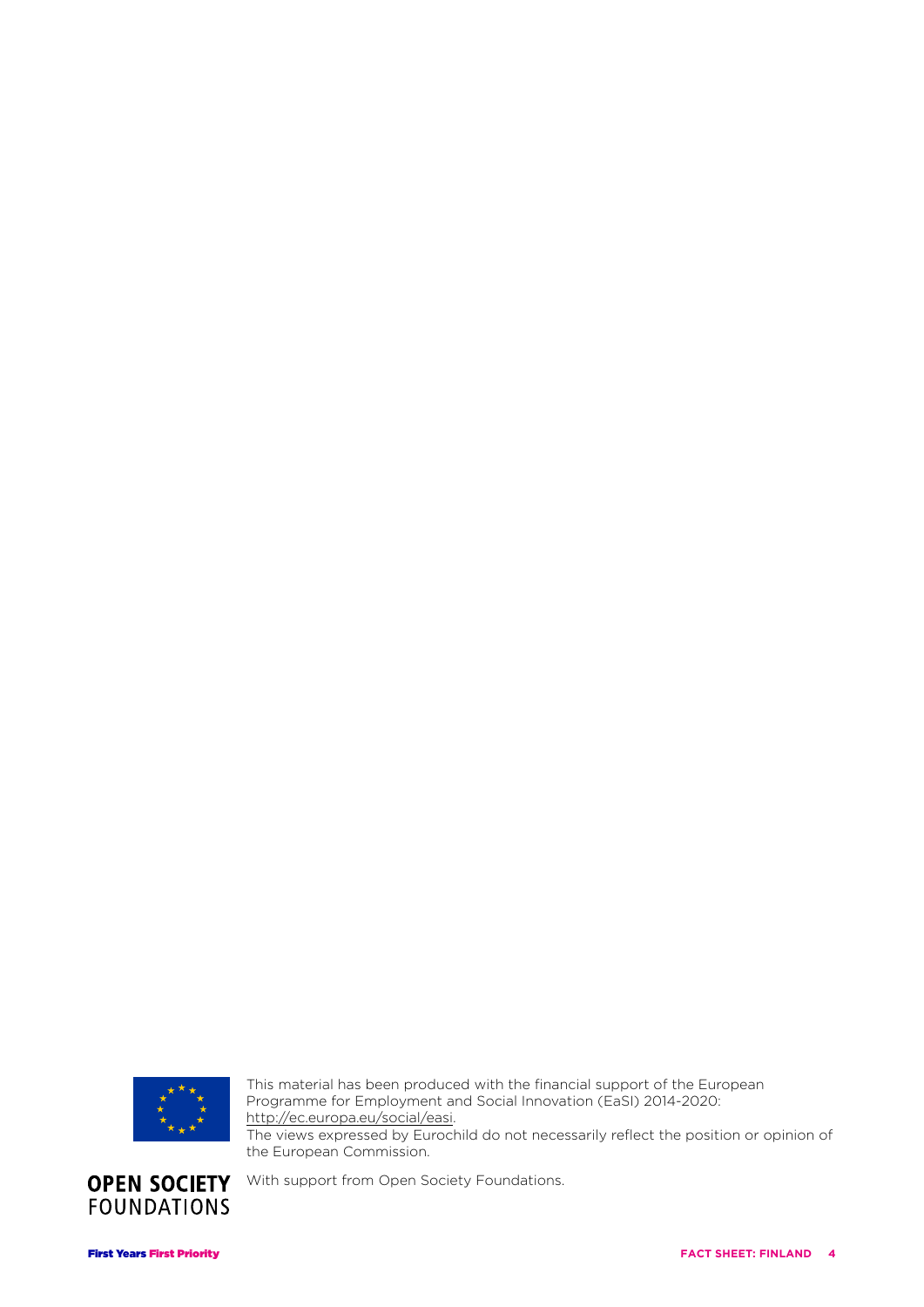This material has been produced with the financial support of the European Programme for Employment and Social Innovation (EaSI) 2014-2020: http://ec.europa.eu/social/easi.
The views expressed by Eurochild do not necessarily reflect the position or opinion of the European Commission.

With support from Open Society Foundations.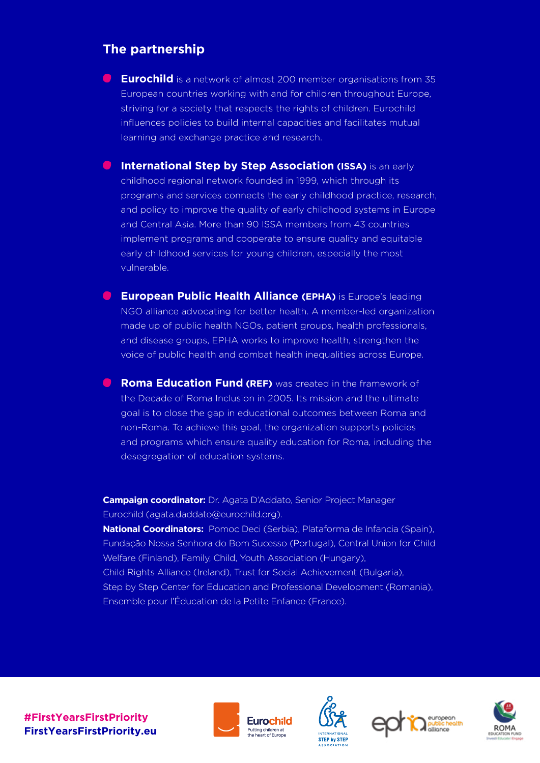## The partnership

- **Eurochild** is a network of almost 200 member organisations from 35 European countries working with and for children throughout Europe, striving for a society that respects the rights of children. Eurochild influences policies to build internal capacities and facilitates mutual learning and exchange practice and research.

- **International Step by Step Association (ISSA)** is an early childhood regional network founded in 1999, which through its programs and services connects the early childhood practice, research, and policy to improve the quality of early childhood systems in Europe and Central Asia. More than 90 ISSA members from 43 countries implement programs and cooperate to ensure quality and equitable early childhood services for young children, especially the most vulnerable.

- **European Public Health Alliance (EPHA)** is Europe's leading NGO alliance advocating for better health. A member-led organization made up of public health NGOs, patient groups, health professionals, and disease groups, EPHA works to improve health, strengthen the voice of public health and combat health inequalities across Europe.

- **Roma Education Fund (REF)** was created in the framework of the Decade of Roma Inclusion in 2005. Its mission and the ultimate goal is to close the gap in educational outcomes between Roma and non-Roma. To achieve this goal, the organization supports policies and programs which ensure quality education for Roma, including the desegregation of education systems.

**Campaign coordinator:** Dr. Agata D'Addato, Senior Project Manager Eurochild (agata.daddato@eurochild.org).
**National Coordinators:** Pomoc Deci (Serbia), Plataforma de Infancia (Spain), Fundação Nossa Senhora do Bom Sucesso (Portugal), Central Union for Child Welfare (Finland), Family, Child, Youth Association (Hungary), Child Rights Alliance (Ireland), Trust for Social Achievement (Bulgaria), Step by Step Center for Education and Professional Development (Romania), Ensemble pour l'Éducation de la Petite Enfance (France).

**#FirstYearsFirstPriority**
**FirstYearsFirstPriority.eu**

Eurochild — Putting children at the heart of Europe
International Step by Step Association
epha — european public health alliance
Roma Education Fund — Invest | Educate | Engage